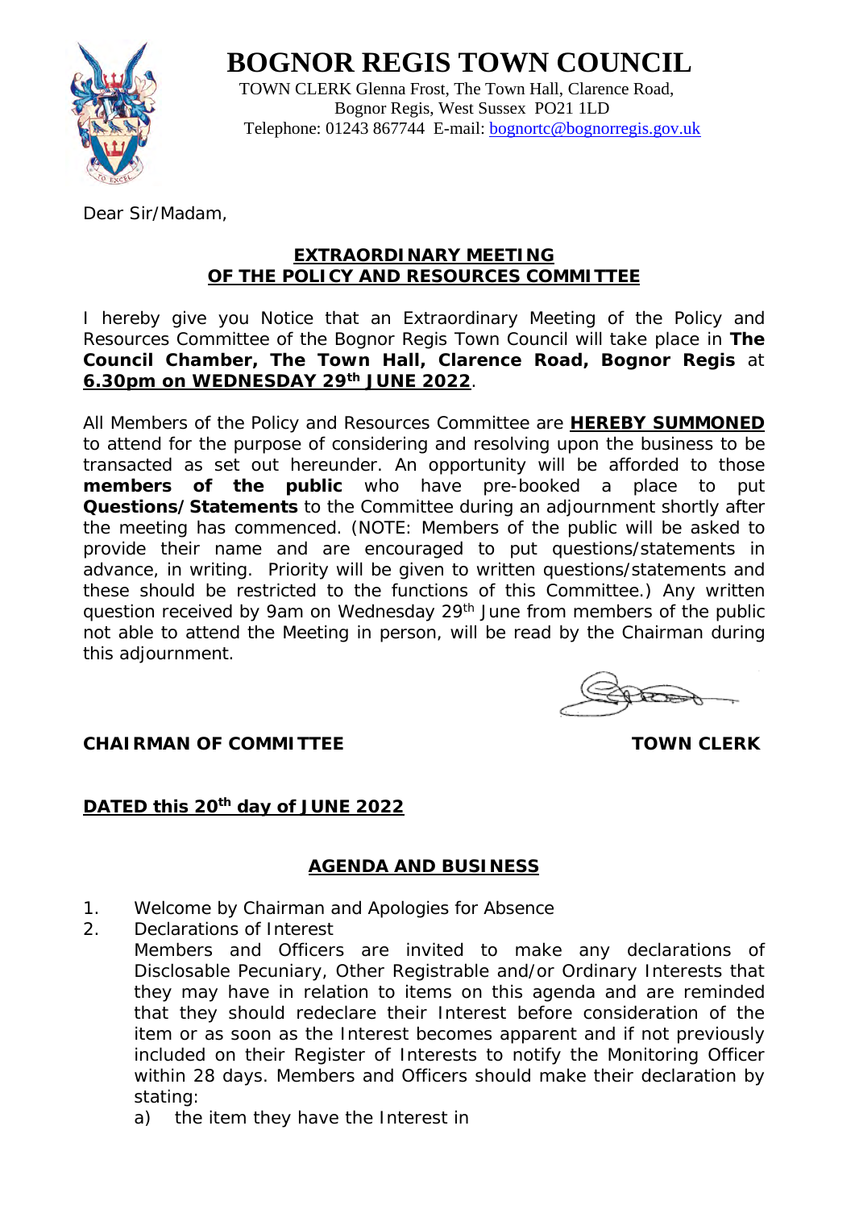# BOGNOR REGIS TOWN COUNCIL

TOWN CLERK Glenna Frost, The Town Hall, Clarence Road,
Bognor Regis, West Sussex PO21 1LD
Telephone: 01243 867744 E-mail: bognortc@bognorregis.gov.uk

Dear Sir/Madam,

## EXTRAORDINARY MEETING OF THE POLICY AND RESOURCES COMMITTEE

I hereby give you Notice that an Extraordinary Meeting of the Policy and Resources Committee of the Bognor Regis Town Council will take place in **The Council Chamber, The Town Hall, Clarence Road, Bognor Regis** at **6.30pm on WEDNESDAY 29th JUNE 2022**.

All Members of the Policy and Resources Committee are **HEREBY SUMMONED** to attend for the purpose of considering and resolving upon the business to be transacted as set out hereunder. An opportunity will be afforded to those **members of the public** who have pre-booked a place to put **Questions/Statements** to the Committee during an adjournment shortly after the meeting has commenced. (NOTE: Members of the public will be asked to provide their name and are encouraged to put questions/statements in advance, in writing. Priority will be given to written questions/statements and these should be restricted to the functions of this Committee.) Any written question received by 9am on Wednesday 29th June from members of the public not able to attend the Meeting in person, will be read by the Chairman during this adjournment.

**CHAIRMAN OF COMMITTEE** **TOWN CLERK**

**DATED this 20th day of JUNE 2022**

## AGENDA AND BUSINESS

1. Welcome by Chairman and Apologies for Absence
2. Declarations of Interest
   Members and Officers are invited to make any declarations of Disclosable Pecuniary, Other Registrable and/or Ordinary Interests that they may have in relation to items on this agenda and are reminded that they should redeclare their Interest before consideration of the item or as soon as the Interest becomes apparent and if not previously included on their Register of Interests to notify the Monitoring Officer within 28 days. Members and Officers should make their declaration by stating:
   a) the item they have the Interest in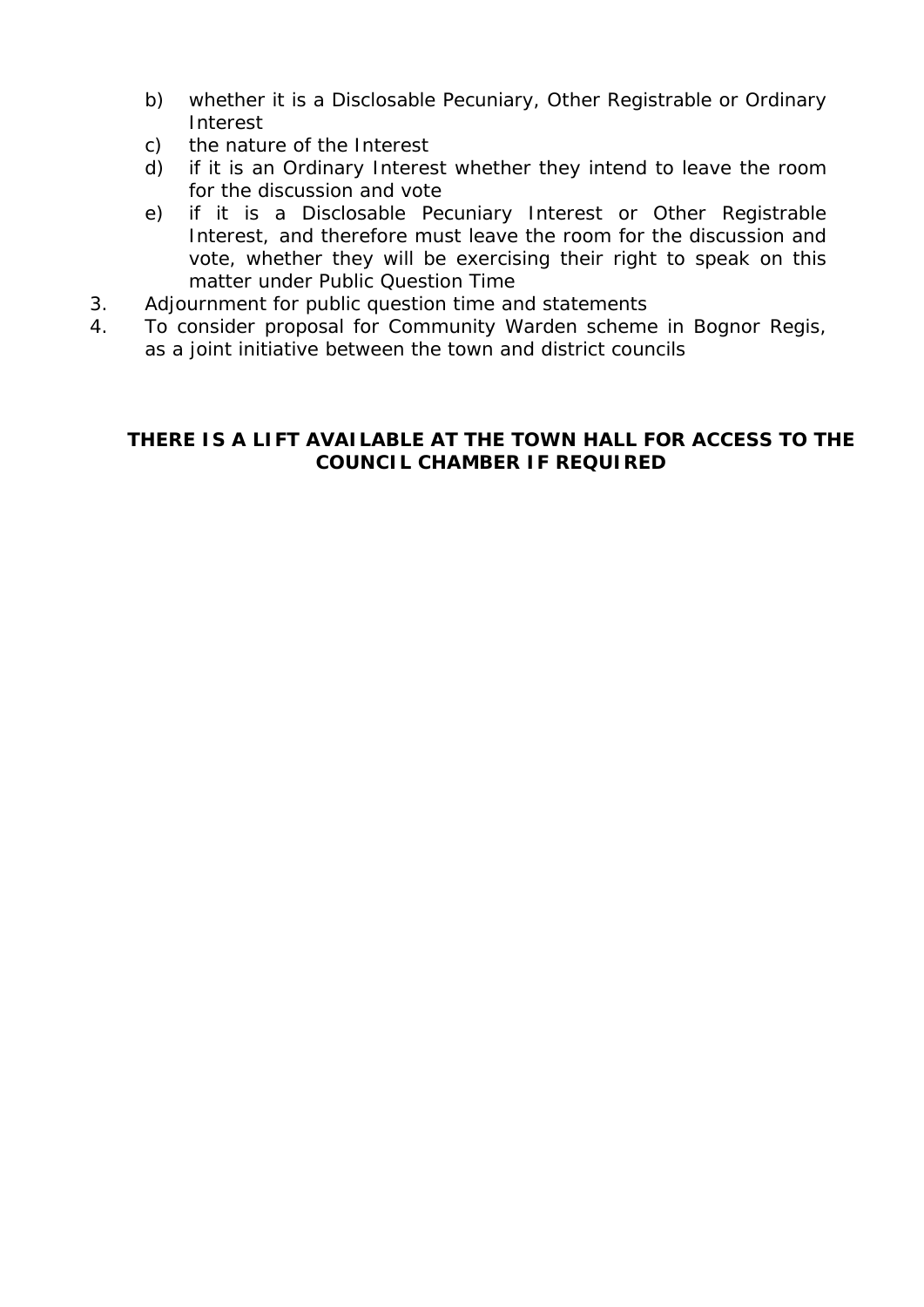b) whether it is a Disclosable Pecuniary, Other Registrable or Ordinary Interest
c) the nature of the Interest
d) if it is an Ordinary Interest whether they intend to leave the room for the discussion and vote
e) if it is a Disclosable Pecuniary Interest or Other Registrable Interest, and therefore must leave the room for the discussion and vote, whether they will be exercising their right to speak on this matter under Public Question Time

3. Adjournment for public question time and statements
4. To consider proposal for Community Warden scheme in Bognor Regis, as a joint initiative between the town and district councils

**THERE IS A LIFT AVAILABLE AT THE TOWN HALL FOR ACCESS TO THE COUNCIL CHAMBER IF REQUIRED**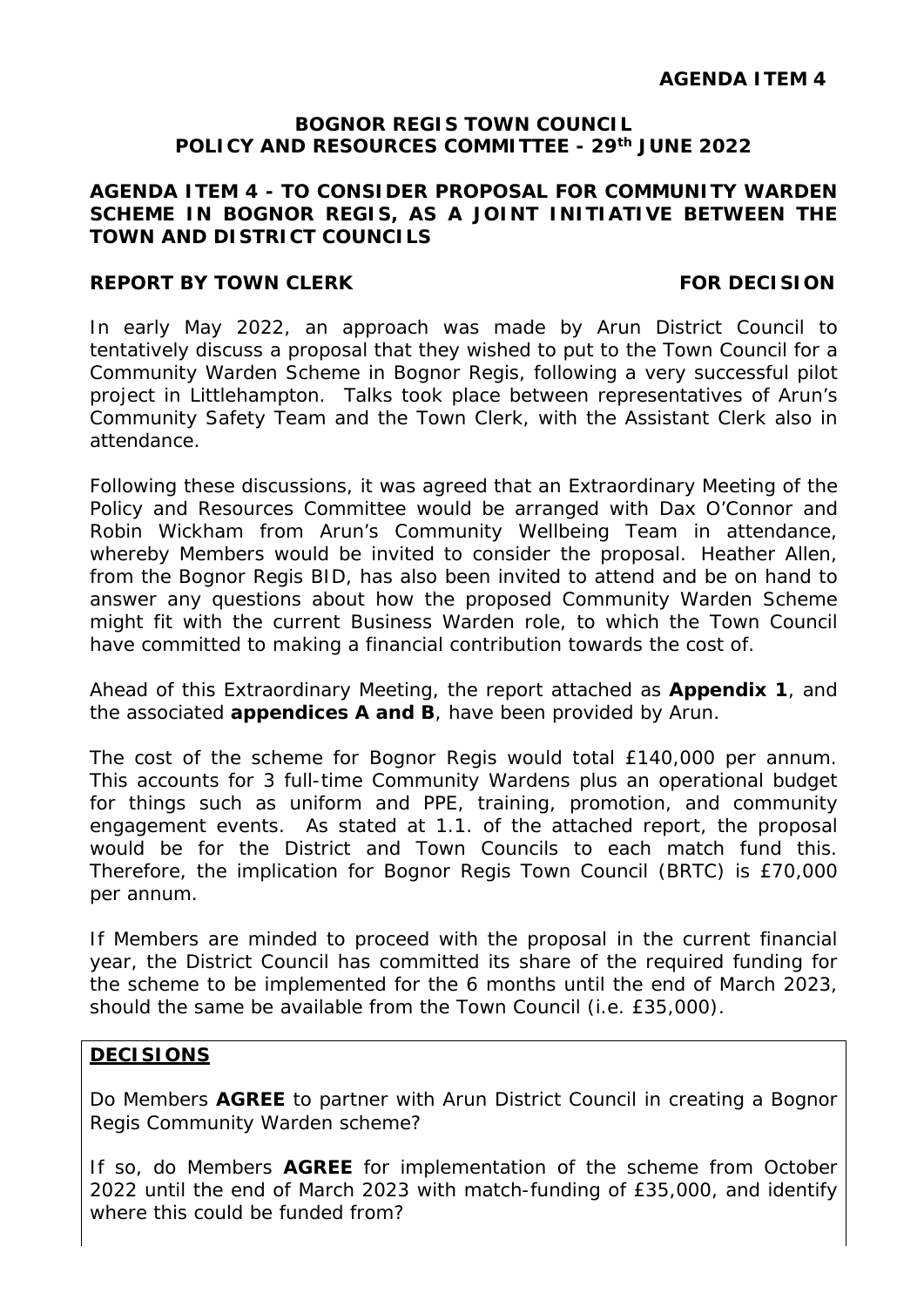**AGENDA ITEM 4**

**BOGNOR REGIS TOWN COUNCIL**
**POLICY AND RESOURCES COMMITTEE - 29th JUNE 2022**

**AGENDA ITEM 4 - TO CONSIDER PROPOSAL FOR COMMUNITY WARDEN SCHEME IN BOGNOR REGIS, AS A JOINT INITIATIVE BETWEEN THE TOWN AND DISTRICT COUNCILS**

**REPORT BY TOWN CLERK** **FOR DECISION**

In early May 2022, an approach was made by Arun District Council to tentatively discuss a proposal that they wished to put to the Town Council for a Community Warden Scheme in Bognor Regis, following a very successful pilot project in Littlehampton. Talks took place between representatives of Arun's Community Safety Team and the Town Clerk, with the Assistant Clerk also in attendance.

Following these discussions, it was agreed that an Extraordinary Meeting of the Policy and Resources Committee would be arranged with Dax O'Connor and Robin Wickham from Arun's Community Wellbeing Team in attendance, whereby Members would be invited to consider the proposal. Heather Allen, from the Bognor Regis BID, has also been invited to attend and be on hand to answer any questions about how the proposed Community Warden Scheme might fit with the current Business Warden role, to which the Town Council have committed to making a financial contribution towards the cost of.

Ahead of this Extraordinary Meeting, the report attached as **Appendix 1**, and the associated **appendices A and B**, have been provided by Arun.

The cost of the scheme for Bognor Regis would total £140,000 per annum. This accounts for 3 full-time Community Wardens plus an operational budget for things such as uniform and PPE, training, promotion, and community engagement events. As stated at 1.1. of the attached report, the proposal would be for the District and Town Councils to each match fund this. Therefore, the implication for Bognor Regis Town Council (BRTC) is £70,000 per annum.

If Members are minded to proceed with the proposal in the current financial year, the District Council has committed its share of the required funding for the scheme to be implemented for the 6 months until the end of March 2023, should the same be available from the Town Council (i.e. £35,000).

**DECISIONS**

Do Members **AGREE** to partner with Arun District Council in creating a Bognor Regis Community Warden scheme?

If so, do Members **AGREE** for implementation of the scheme from October 2022 until the end of March 2023 with match-funding of £35,000, and identify where this could be funded from?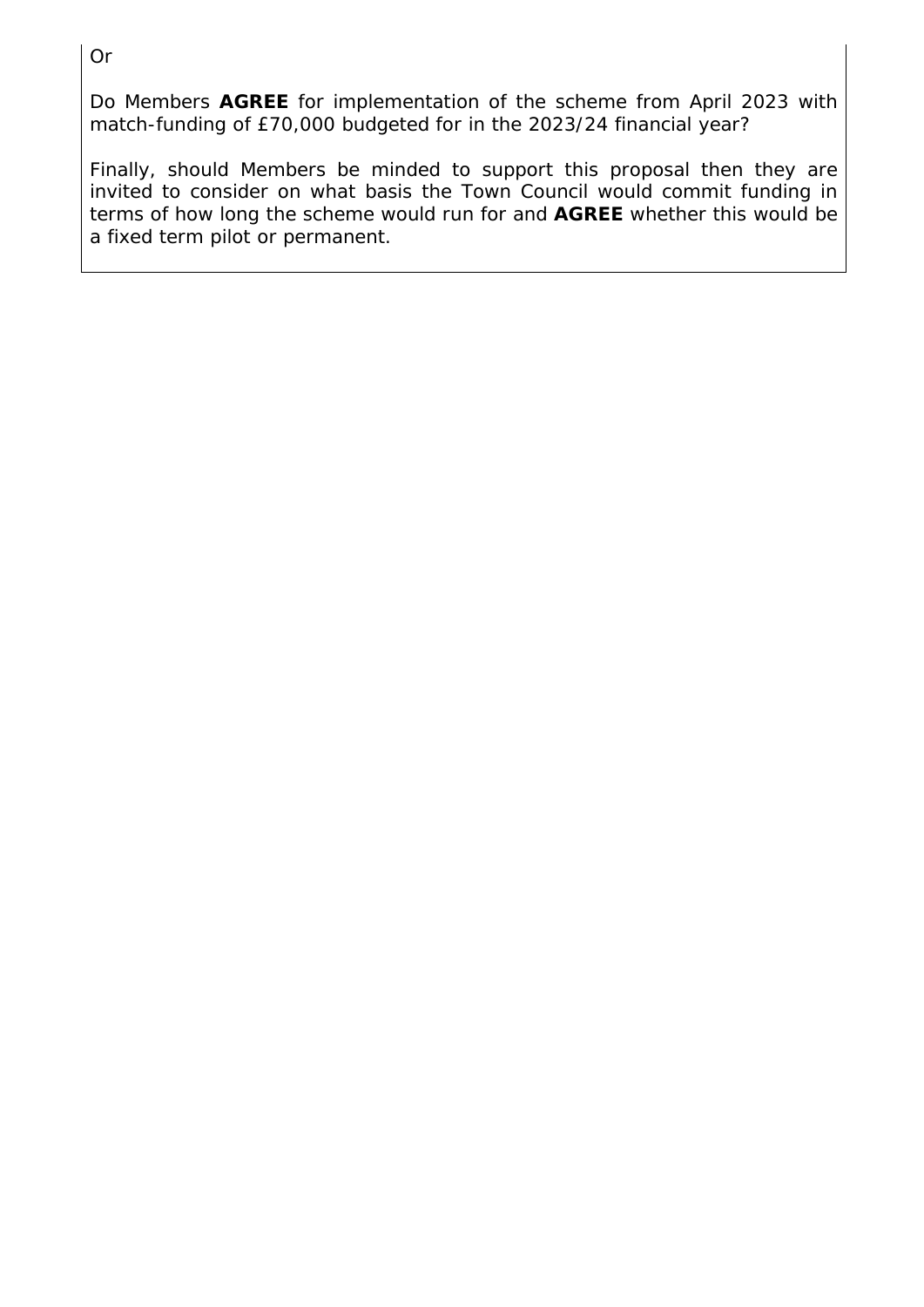Or

Do Members **AGREE** for implementation of the scheme from April 2023 with match-funding of £70,000 budgeted for in the 2023/24 financial year?

Finally, should Members be minded to support this proposal then they are invited to consider on what basis the Town Council would commit funding in terms of how long the scheme would run for and **AGREE** whether this would be a fixed term pilot or permanent.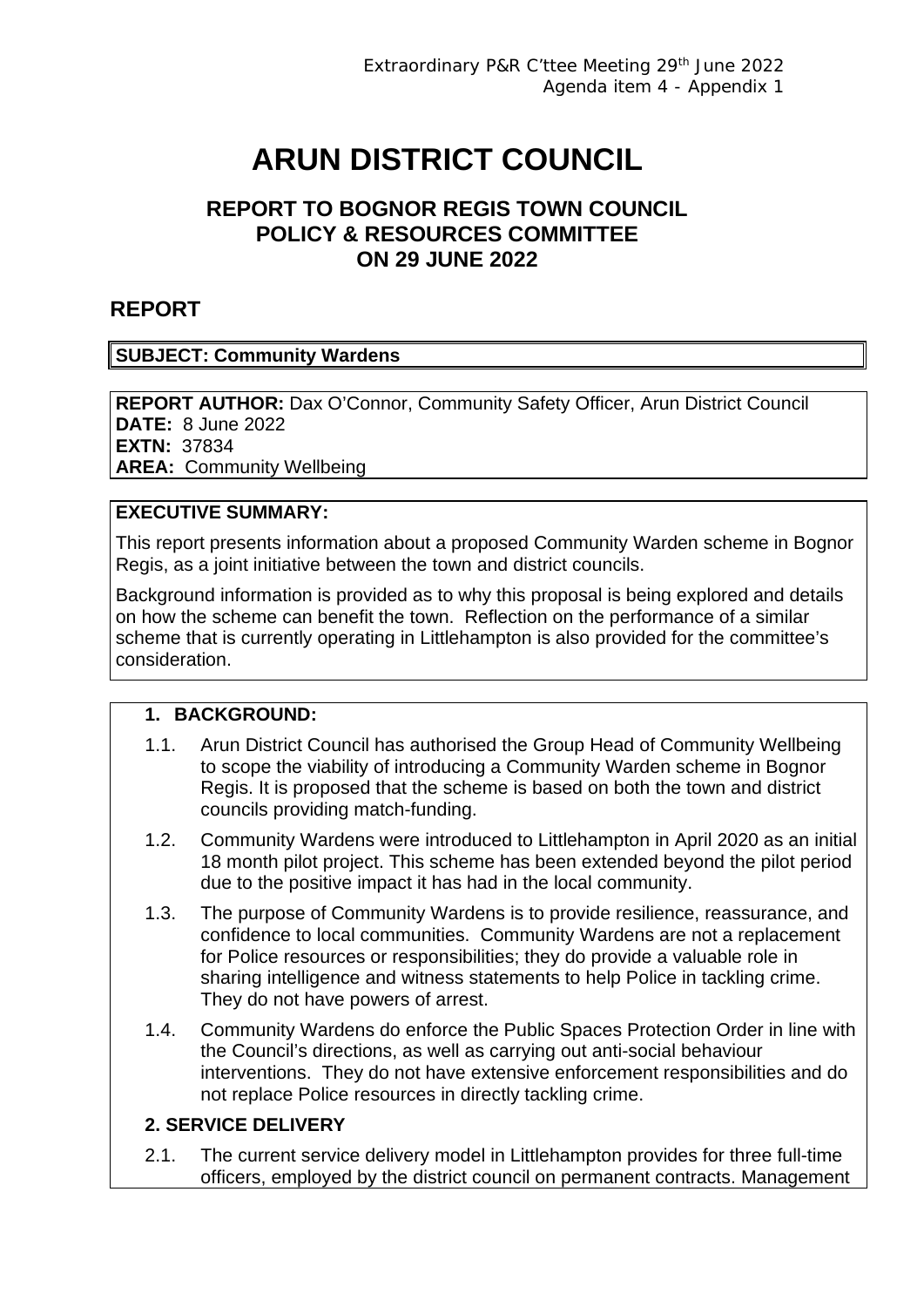Extraordinary P&R C'ttee Meeting 29th June 2022
Agenda item 4 - Appendix 1

# ARUN DISTRICT COUNCIL

## REPORT TO BOGNOR REGIS TOWN COUNCIL POLICY & RESOURCES COMMITTEE ON 29 JUNE 2022

## REPORT

**SUBJECT: Community Wardens**

**REPORT AUTHOR:** Dax O'Connor, Community Safety Officer, Arun District Council
**DATE:** 8 June 2022
**EXTN:** 37834
**AREA:** Community Wellbeing

**EXECUTIVE SUMMARY:**

This report presents information about a proposed Community Warden scheme in Bognor Regis, as a joint initiative between the town and district councils.

Background information is provided as to why this proposal is being explored and details on how the scheme can benefit the town. Reflection on the performance of a similar scheme that is currently operating in Littlehampton is also provided for the committee's consideration.

**1. BACKGROUND:**

1.1. Arun District Council has authorised the Group Head of Community Wellbeing to scope the viability of introducing a Community Warden scheme in Bognor Regis. It is proposed that the scheme is based on both the town and district councils providing match-funding.

1.2. Community Wardens were introduced to Littlehampton in April 2020 as an initial 18 month pilot project. This scheme has been extended beyond the pilot period due to the positive impact it has had in the local community.

1.3. The purpose of Community Wardens is to provide resilience, reassurance, and confidence to local communities. Community Wardens are not a replacement for Police resources or responsibilities; they do provide a valuable role in sharing intelligence and witness statements to help Police in tackling crime. They do not have powers of arrest.

1.4. Community Wardens do enforce the Public Spaces Protection Order in line with the Council's directions, as well as carrying out anti-social behaviour interventions. They do not have extensive enforcement responsibilities and do not replace Police resources in directly tackling crime.

**2. SERVICE DELIVERY**

2.1. The current service delivery model in Littlehampton provides for three full-time officers, employed by the district council on permanent contracts. Management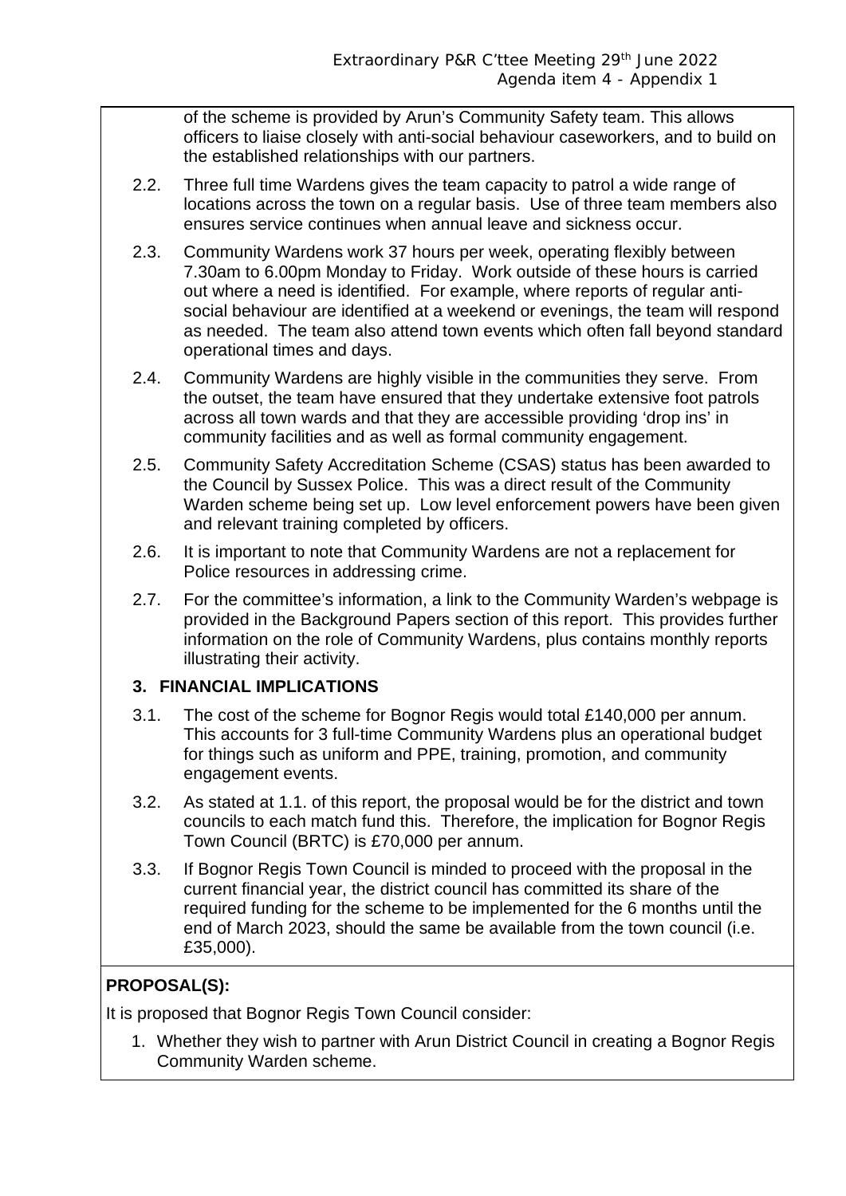of the scheme is provided by Arun's Community Safety team. This allows officers to liaise closely with anti-social behaviour caseworkers, and to build on the established relationships with our partners.

2.2. Three full time Wardens gives the team capacity to patrol a wide range of locations across the town on a regular basis. Use of three team members also ensures service continues when annual leave and sickness occur.

2.3. Community Wardens work 37 hours per week, operating flexibly between 7.30am to 6.00pm Monday to Friday. Work outside of these hours is carried out where a need is identified. For example, where reports of regular anti-social behaviour are identified at a weekend or evenings, the team will respond as needed. The team also attend town events which often fall beyond standard operational times and days.

2.4. Community Wardens are highly visible in the communities they serve. From the outset, the team have ensured that they undertake extensive foot patrols across all town wards and that they are accessible providing 'drop ins' in community facilities and as well as formal community engagement.

2.5. Community Safety Accreditation Scheme (CSAS) status has been awarded to the Council by Sussex Police. This was a direct result of the Community Warden scheme being set up. Low level enforcement powers have been given and relevant training completed by officers.

2.6. It is important to note that Community Wardens are not a replacement for Police resources in addressing crime.

2.7. For the committee's information, a link to the Community Warden's webpage is provided in the Background Papers section of this report. This provides further information on the role of Community Wardens, plus contains monthly reports illustrating their activity.

## 3. FINANCIAL IMPLICATIONS

3.1. The cost of the scheme for Bognor Regis would total £140,000 per annum. This accounts for 3 full-time Community Wardens plus an operational budget for things such as uniform and PPE, training, promotion, and community engagement events.

3.2. As stated at 1.1. of this report, the proposal would be for the district and town councils to each match fund this. Therefore, the implication for Bognor Regis Town Council (BRTC) is £70,000 per annum.

3.3. If Bognor Regis Town Council is minded to proceed with the proposal in the current financial year, the district council has committed its share of the required funding for the scheme to be implemented for the 6 months until the end of March 2023, should the same be available from the town council (i.e. £35,000).

**PROPOSAL(S):**

It is proposed that Bognor Regis Town Council consider:

1. Whether they wish to partner with Arun District Council in creating a Bognor Regis Community Warden scheme.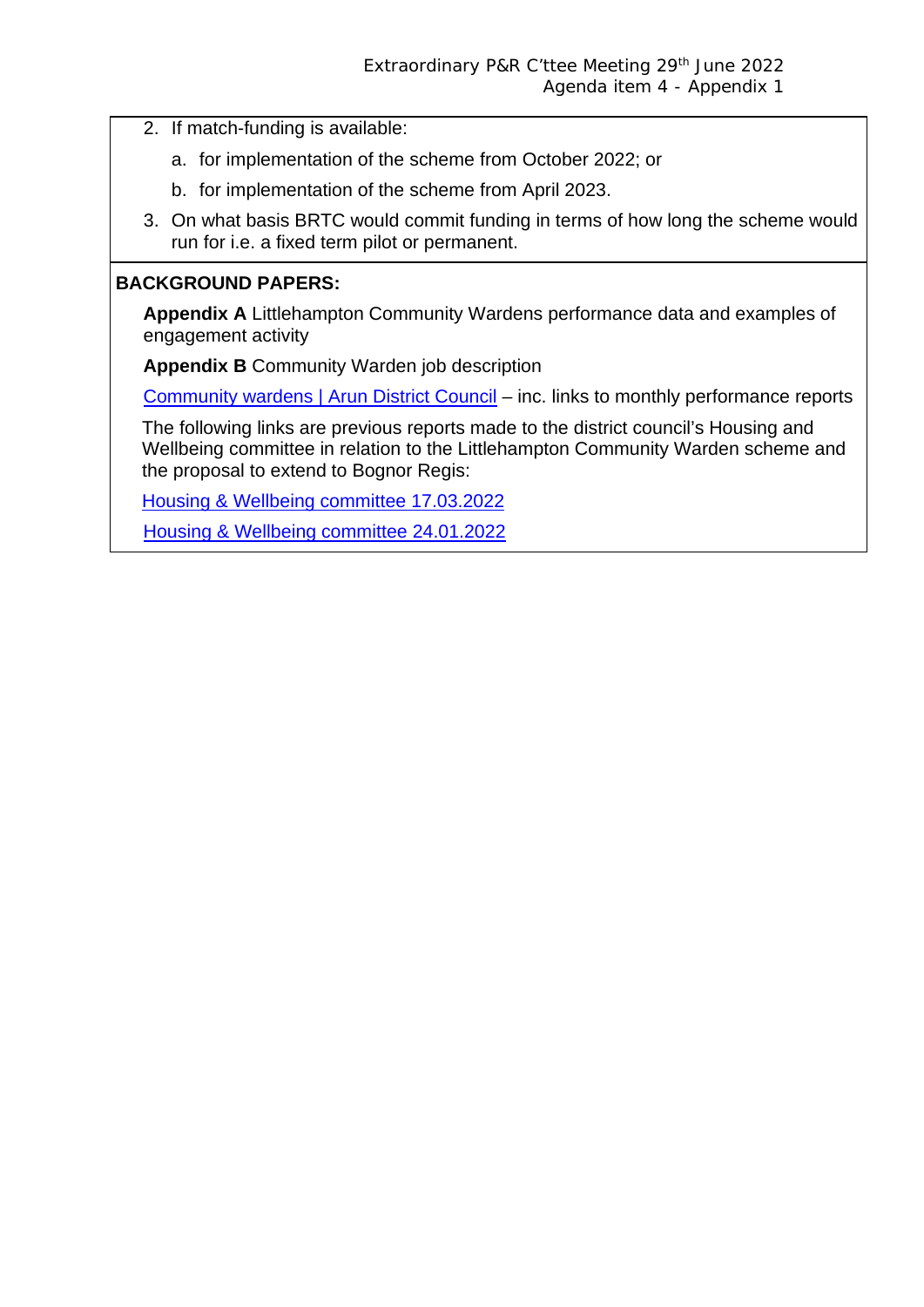2. If match-funding is available:
    a. for implementation of the scheme from October 2022; or
    b. for implementation of the scheme from April 2023.
3. On what basis BRTC would commit funding in terms of how long the scheme would run for i.e. a fixed term pilot or permanent.

**BACKGROUND PAPERS:**

**Appendix A** Littlehampton Community Wardens performance data and examples of engagement activity

**Appendix B** Community Warden job description

Community wardens | Arun District Council – inc. links to monthly performance reports

The following links are previous reports made to the district council's Housing and Wellbeing committee in relation to the Littlehampton Community Warden scheme and the proposal to extend to Bognor Regis:

Housing & Wellbeing committee 17.03.2022

Housing & Wellbeing committee 24.01.2022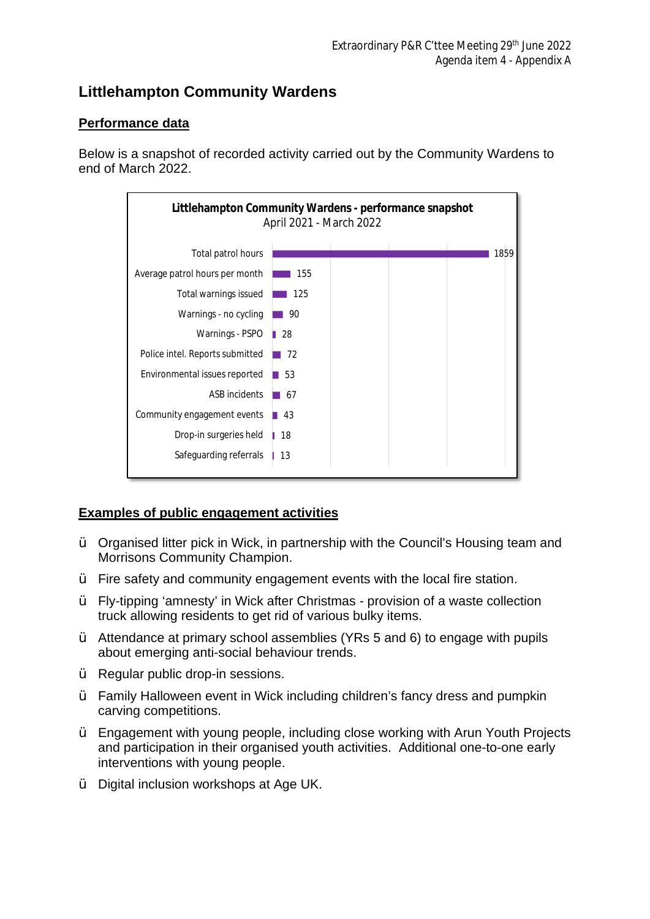Extraordinary P&R C'ttee Meeting 29th June 2022
Agenda item 4 - Appendix A

# Littlehampton Community Wardens

## Performance data

Below is a snapshot of recorded activity carried out by the Community Wardens to end of March 2022.

**Littlehampton Community Wardens - performance snapshot**
April 2021 - March 2022

| Measure | Value |
| --- | --- |
| Total patrol hours | 1859 |
| Average patrol hours per month | 155 |
| Total warnings issued | 125 |
| Warnings - no cycling | 90 |
| Warnings - PSPO | 28 |
| Police intel. Reports submitted | 72 |
| Environmental issues reported | 53 |
| ASB incidents | 67 |
| Community engagement events | 43 |
| Drop-in surgeries held | 18 |
| Safeguarding referrals | 13 |

## Examples of public engagement activities

- Organised litter pick in Wick, in partnership with the Council's Housing team and Morrisons Community Champion.
- Fire safety and community engagement events with the local fire station.
- Fly-tipping 'amnesty' in Wick after Christmas - provision of a waste collection truck allowing residents to get rid of various bulky items.
- Attendance at primary school assemblies (YRs 5 and 6) to engage with pupils about emerging anti-social behaviour trends.
- Regular public drop-in sessions.
- Family Halloween event in Wick including children's fancy dress and pumpkin carving competitions.
- Engagement with young people, including close working with Arun Youth Projects and participation in their organised youth activities. Additional one-to-one early interventions with young people.
- Digital inclusion workshops at Age UK.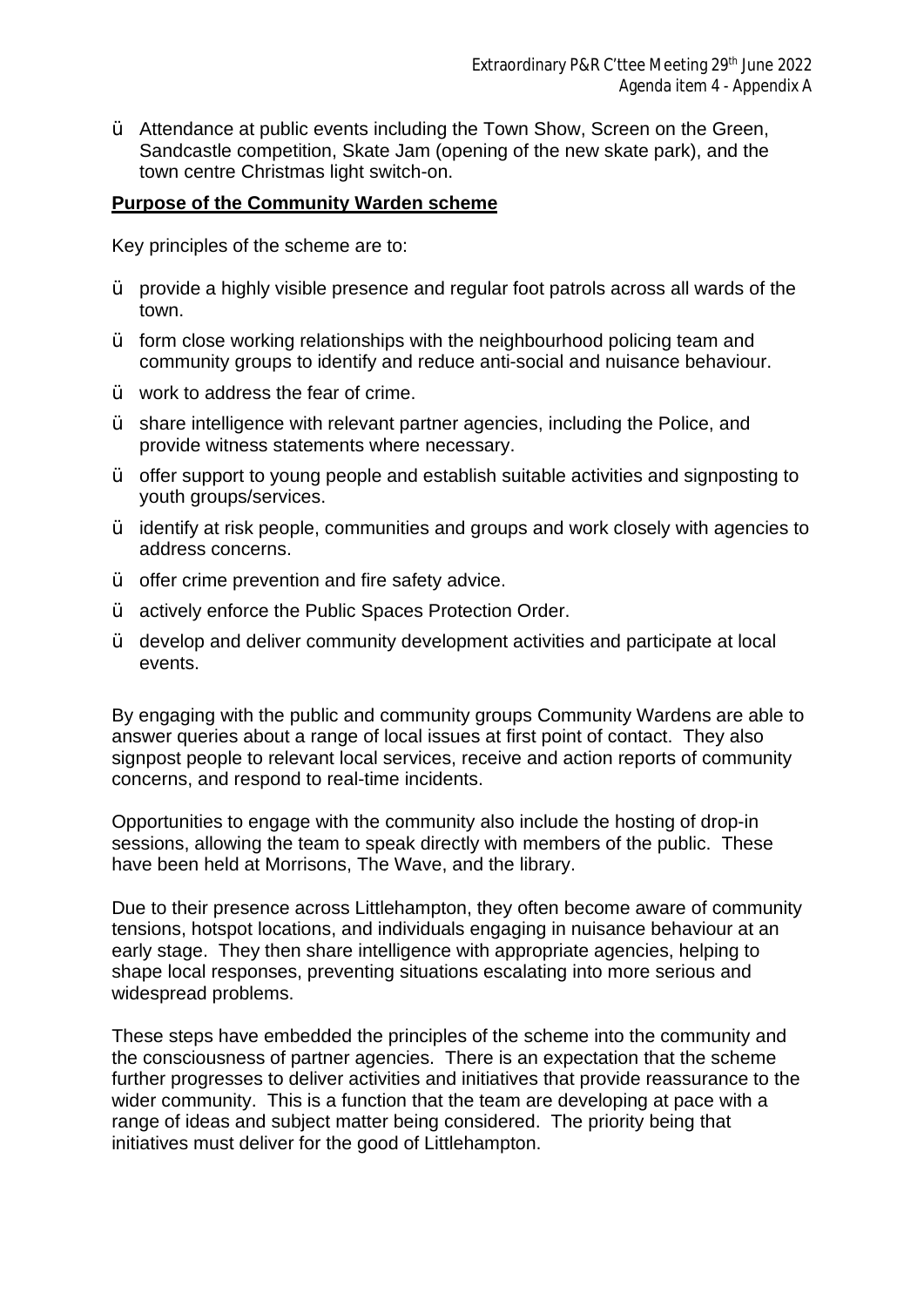- Attendance at public events including the Town Show, Screen on the Green, Sandcastle competition, Skate Jam (opening of the new skate park), and the town centre Christmas light switch-on.

**Purpose of the Community Warden scheme**

Key principles of the scheme are to:

- provide a highly visible presence and regular foot patrols across all wards of the town.
- form close working relationships with the neighbourhood policing team and community groups to identify and reduce anti-social and nuisance behaviour.
- work to address the fear of crime.
- share intelligence with relevant partner agencies, including the Police, and provide witness statements where necessary.
- offer support to young people and establish suitable activities and signposting to youth groups/services.
- identify at risk people, communities and groups and work closely with agencies to address concerns.
- offer crime prevention and fire safety advice.
- actively enforce the Public Spaces Protection Order.
- develop and deliver community development activities and participate at local events.

By engaging with the public and community groups Community Wardens are able to answer queries about a range of local issues at first point of contact. They also signpost people to relevant local services, receive and action reports of community concerns, and respond to real-time incidents.

Opportunities to engage with the community also include the hosting of drop-in sessions, allowing the team to speak directly with members of the public. These have been held at Morrisons, The Wave, and the library.

Due to their presence across Littlehampton, they often become aware of community tensions, hotspot locations, and individuals engaging in nuisance behaviour at an early stage. They then share intelligence with appropriate agencies, helping to shape local responses, preventing situations escalating into more serious and widespread problems.

These steps have embedded the principles of the scheme into the community and the consciousness of partner agencies. There is an expectation that the scheme further progresses to deliver activities and initiatives that provide reassurance to the wider community. This is a function that the team are developing at pace with a range of ideas and subject matter being considered. The priority being that initiatives must deliver for the good of Littlehampton.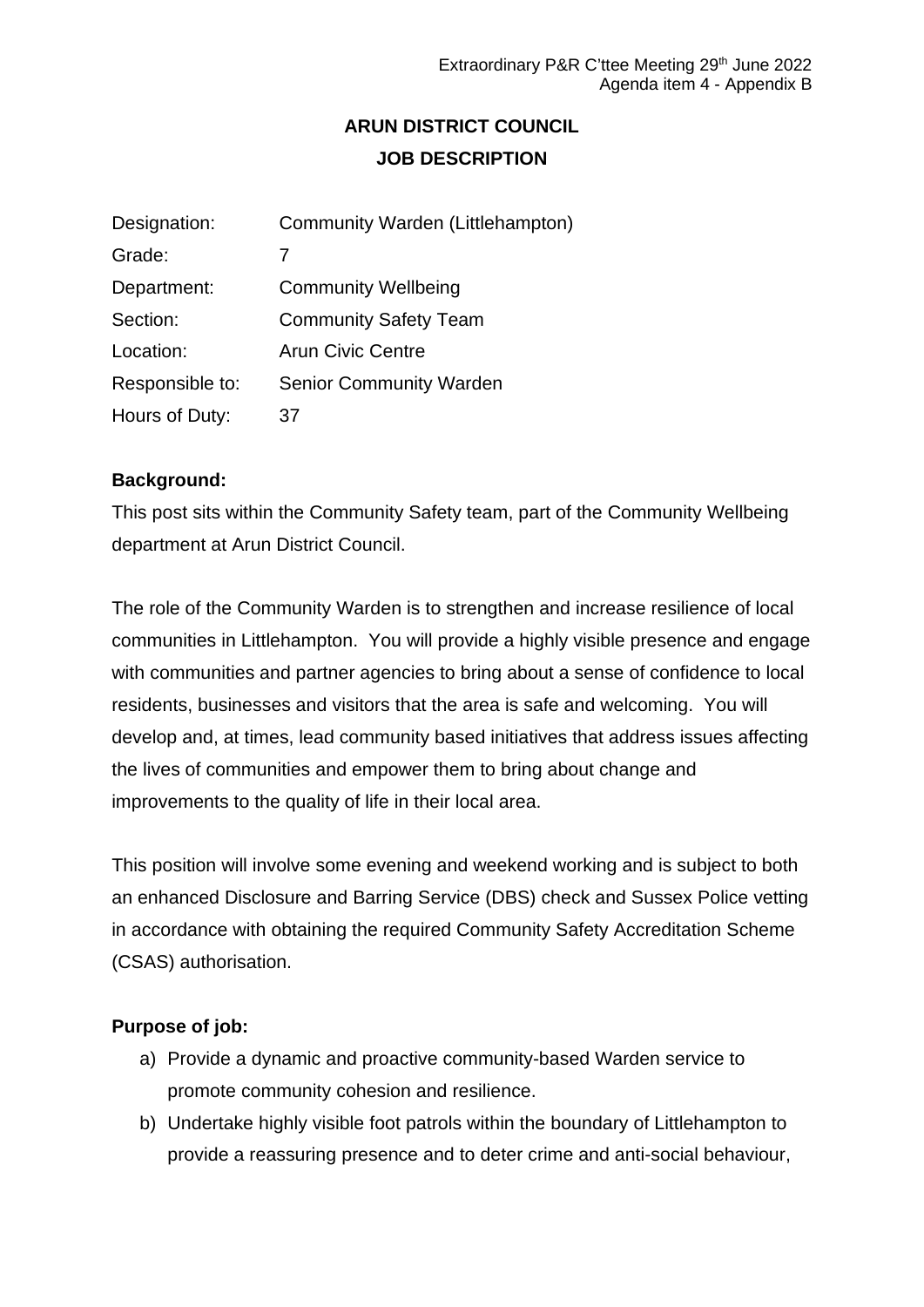# ARUN DISTRICT COUNCIL

## JOB DESCRIPTION

| | |
|---|---|
| Designation: | Community Warden (Littlehampton) |
| Grade: | 7 |
| Department: | Community Wellbeing |
| Section: | Community Safety Team |
| Location: | Arun Civic Centre |
| Responsible to: | Senior Community Warden |
| Hours of Duty: | 37 |

**Background:**

This post sits within the Community Safety team, part of the Community Wellbeing department at Arun District Council.

The role of the Community Warden is to strengthen and increase resilience of local communities in Littlehampton. You will provide a highly visible presence and engage with communities and partner agencies to bring about a sense of confidence to local residents, businesses and visitors that the area is safe and welcoming. You will develop and, at times, lead community based initiatives that address issues affecting the lives of communities and empower them to bring about change and improvements to the quality of life in their local area.

This position will involve some evening and weekend working and is subject to both an enhanced Disclosure and Barring Service (DBS) check and Sussex Police vetting in accordance with obtaining the required Community Safety Accreditation Scheme (CSAS) authorisation.

**Purpose of job:**

a) Provide a dynamic and proactive community-based Warden service to promote community cohesion and resilience.
b) Undertake highly visible foot patrols within the boundary of Littlehampton to provide a reassuring presence and to deter crime and anti-social behaviour,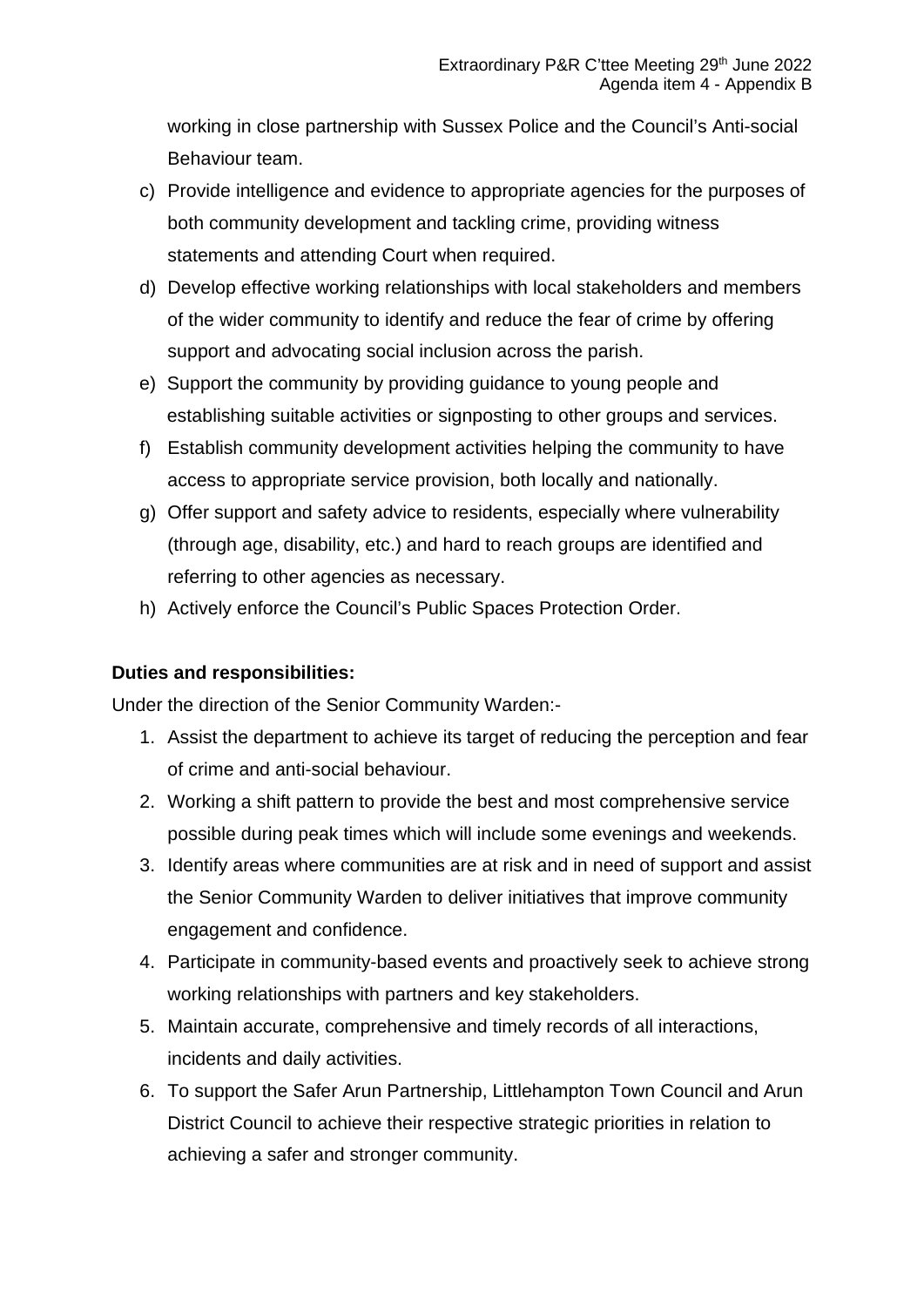working in close partnership with Sussex Police and the Council's Anti-social Behaviour team.

c) Provide intelligence and evidence to appropriate agencies for the purposes of both community development and tackling crime, providing witness statements and attending Court when required.
d) Develop effective working relationships with local stakeholders and members of the wider community to identify and reduce the fear of crime by offering support and advocating social inclusion across the parish.
e) Support the community by providing guidance to young people and establishing suitable activities or signposting to other groups and services.
f) Establish community development activities helping the community to have access to appropriate service provision, both locally and nationally.
g) Offer support and safety advice to residents, especially where vulnerability (through age, disability, etc.) and hard to reach groups are identified and referring to other agencies as necessary.
h) Actively enforce the Council's Public Spaces Protection Order.

**Duties and responsibilities:**

Under the direction of the Senior Community Warden:-

1. Assist the department to achieve its target of reducing the perception and fear of crime and anti-social behaviour.
2. Working a shift pattern to provide the best and most comprehensive service possible during peak times which will include some evenings and weekends.
3. Identify areas where communities are at risk and in need of support and assist the Senior Community Warden to deliver initiatives that improve community engagement and confidence.
4. Participate in community-based events and proactively seek to achieve strong working relationships with partners and key stakeholders.
5. Maintain accurate, comprehensive and timely records of all interactions, incidents and daily activities.
6. To support the Safer Arun Partnership, Littlehampton Town Council and Arun District Council to achieve their respective strategic priorities in relation to achieving a safer and stronger community.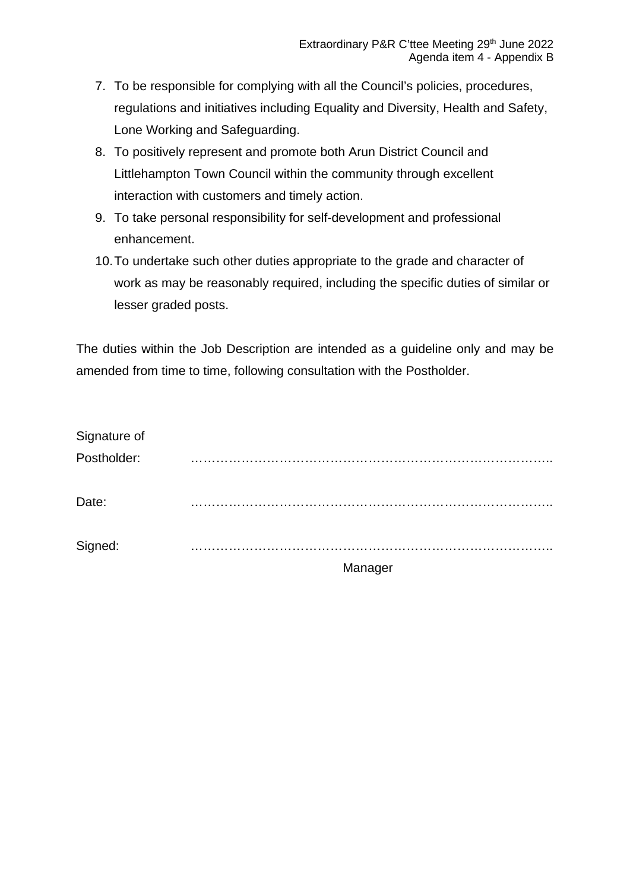7. To be responsible for complying with all the Council's policies, procedures, regulations and initiatives including Equality and Diversity, Health and Safety, Lone Working and Safeguarding.
8. To positively represent and promote both Arun District Council and Littlehampton Town Council within the community through excellent interaction with customers and timely action.
9. To take personal responsibility for self-development and professional enhancement.
10. To undertake such other duties appropriate to the grade and character of work as may be reasonably required, including the specific duties of similar or lesser graded posts.

The duties within the Job Description are intended as a guideline only and may be amended from time to time, following consultation with the Postholder.

Signature of Postholder: …………………………………………………………………………..

Date: …………………………………………………………………………..

Signed: …………………………………………………………………………..
Manager